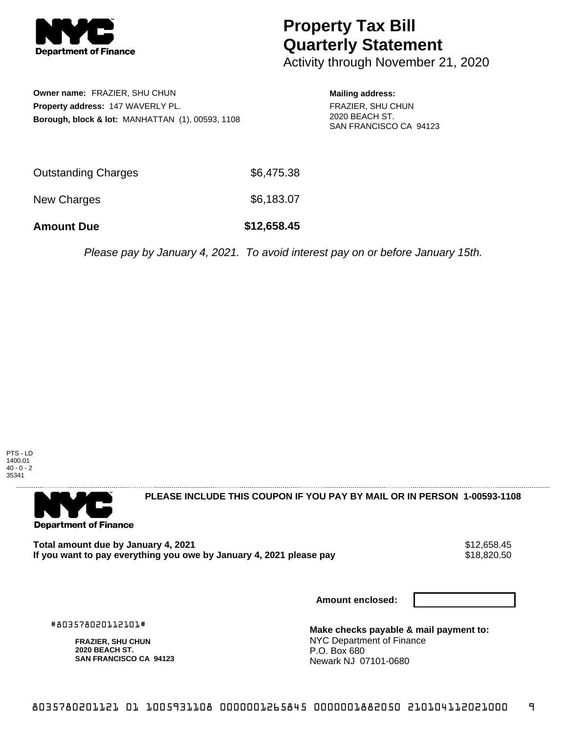# Property Tax Bill Quarterly Statement

Activity through November 21, 2020

**Owner name:** FRAZIER, SHU CHUN
**Property address:** 147 WAVERLY PL.
**Borough, block & lot:** MANHATTAN (1), 00593, 1108

**Mailing address:**
FRAZIER, SHU CHUN
2020 BEACH ST.
SAN FRANCISCO CA 94123

| | |
|---|---|
| Outstanding Charges | $6,475.38 |
| New Charges | $6,183.07 |
| **Amount Due** | **$12,658.45** |

*Please pay by January 4, 2021. To avoid interest pay on or before January 15th.*

PTS - LD
1400.01
40 - 0 - 2
35341

**PLEASE INCLUDE THIS COUPON IF YOU PAY BY MAIL OR IN PERSON 1-00593-1108**

| | |
|---|---|
| **Total amount due by January 4, 2021** | $12,658.45 |
| **If you want to pay everything you owe by January 4, 2021 please pay** | $18,820.50 |

**Amount enclosed:**

#803578020112101#

**FRAZIER, SHU CHUN**
**2020 BEACH ST.**
**SAN FRANCISCO CA 94123**

**Make checks payable & mail payment to:**
NYC Department of Finance
P.O. Box 680
Newark NJ 07101-0680

8035780201121 01 1005931108 0000001265845 0000001882050 210104112021000 9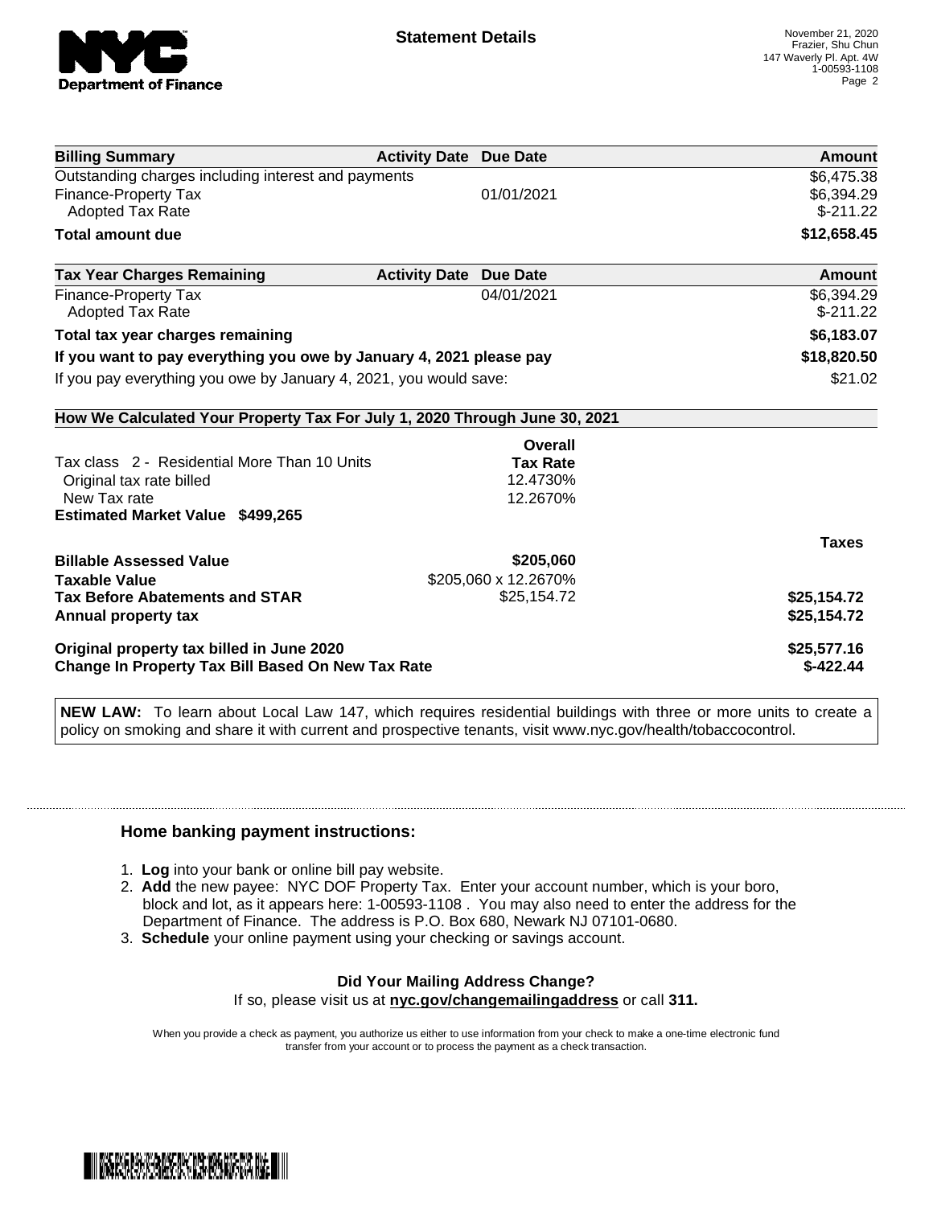**Statement Details**

November 21, 2020
Frazier, Shu Chun
147 Waverly Pl. Apt. 4W
1-00593-1108

| Billing Summary | Activity Date | Due Date | Amount |
|---|---|---|---|
| Outstanding charges including interest and payments | | | $6,475.38 |
| Finance-Property Tax | | 01/01/2021 | $6,394.29 |
| Adopted Tax Rate | | | $-211.22 |
| **Total amount due** | | | **$12,658.45** |

| Tax Year Charges Remaining | Activity Date | Due Date | Amount |
|---|---|---|---|
| Finance-Property Tax | | 04/01/2021 | $6,394.29 |
| Adopted Tax Rate | | | $-211.22 |
| **Total tax year charges remaining** | | | **$6,183.07** |
| **If you want to pay everything you owe by January 4, 2021 please pay** | | | **$18,820.50** |
| If you pay everything you owe by January 4, 2021, you would save: | | | $21.02 |

**How We Calculated Your Property Tax For July 1, 2020 Through June 30, 2021**

| | Overall Tax Rate | Taxes |
|---|---|---|
| Tax class 2 - Residential More Than 10 Units | | |
| Original tax rate billed | 12.4730% | |
| New Tax rate | 12.2670% | |
| **Estimated Market Value $499,265** | | |
| **Billable Assessed Value** | **$205,060** | |
| **Taxable Value** | $205,060 x 12.2670% | |
| **Tax Before Abatements and STAR** | $25,154.72 | **$25,154.72** |
| **Annual property tax** | | **$25,154.72** |
| **Original property tax billed in June 2020** | | **$25,577.16** |
| **Change In Property Tax Bill Based On New Tax Rate** | | **$-422.44** |

**NEW LAW:** To learn about Local Law 147, which requires residential buildings with three or more units to create a policy on smoking and share it with current and prospective tenants, visit www.nyc.gov/health/tobaccocontrol.

## Home banking payment instructions:

1. **Log** into your bank or online bill pay website.
2. **Add** the new payee: NYC DOF Property Tax. Enter your account number, which is your boro, block and lot, as it appears here: 1-00593-1108 . You may also need to enter the address for the Department of Finance. The address is P.O. Box 680, Newark NJ 07101-0680.
3. **Schedule** your online payment using your checking or savings account.

**Did Your Mailing Address Change?**
If so, please visit us at **nyc.gov/changemailingaddress** or call **311.**

When you provide a check as payment, you authorize us either to use information from your check to make a one-time electronic fund transfer from your account or to process the payment as a check transaction.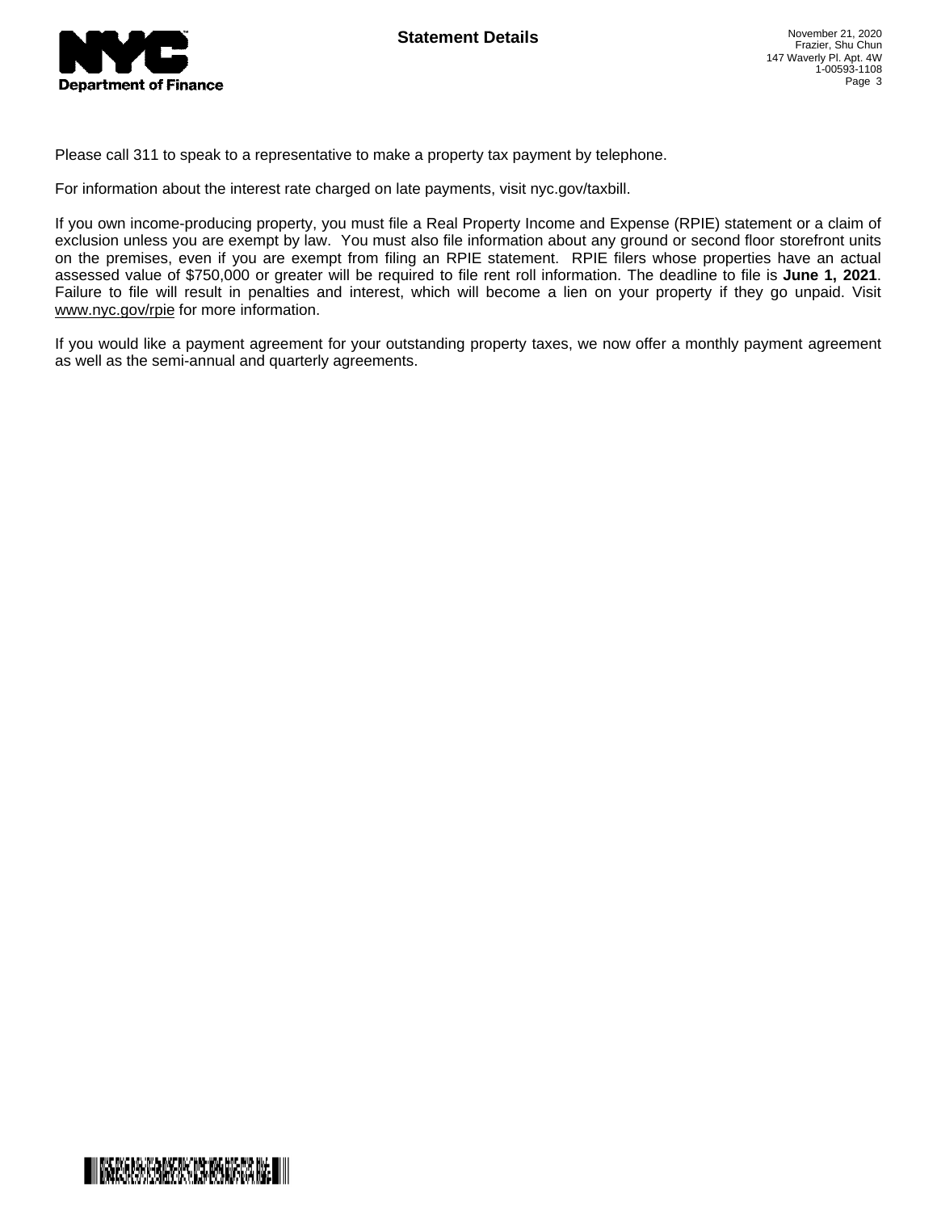Please call 311 to speak to a representative to make a property tax payment by telephone.

For information about the interest rate charged on late payments, visit nyc.gov/taxbill.

If you own income-producing property, you must file a Real Property Income and Expense (RPIE) statement or a claim of exclusion unless you are exempt by law. You must also file information about any ground or second floor storefront units on the premises, even if you are exempt from filing an RPIE statement. RPIE filers whose properties have an actual assessed value of $750,000 or greater will be required to file rent roll information. The deadline to file is **June 1, 2021**. Failure to file will result in penalties and interest, which will become a lien on your property if they go unpaid. Visit www.nyc.gov/rpie for more information.

If you would like a payment agreement for your outstanding property taxes, we now offer a monthly payment agreement as well as the semi-annual and quarterly agreements.